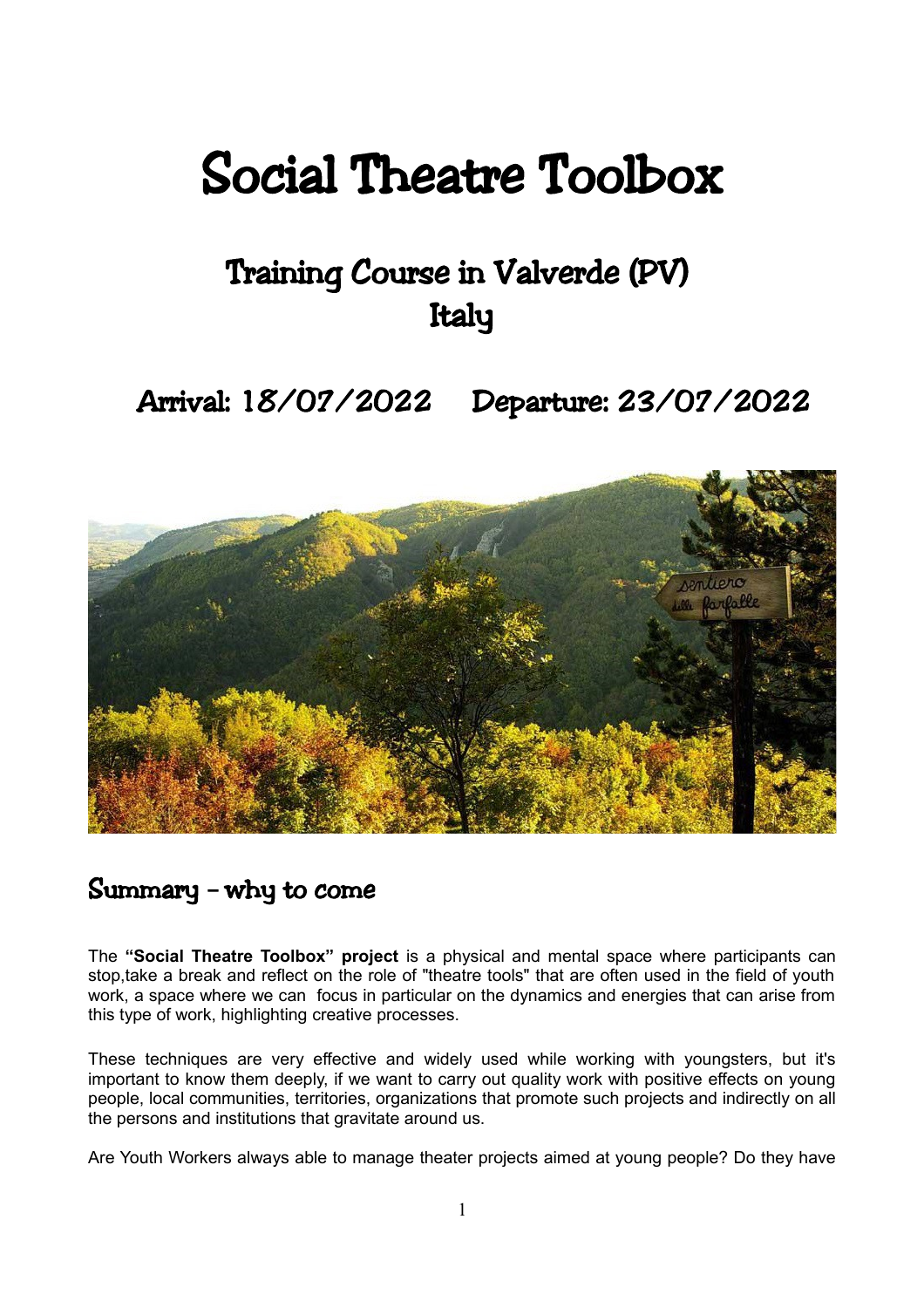# Social Theatre Toolbox

## Training Course in Valverde (PV) Italy

## Arrival: 18/07/2022 Departure: 23/07/2022

## Summary – why to come

The **"Social Theatre Toolbox" project** is a physical and mental space where participants can stop,take a break and reflect on the role of "theatre tools" that are often used in the field of youth work, a space where we can focus in particular on the dynamics and energies that can arise from this type of work, highlighting creative processes.

These techniques are very effective and widely used while working with youngsters, but it's important to know them deeply, if we want to carry out quality work with positive effects on young people, local communities, territories, organizations that promote such projects and indirectly on all the persons and institutions that gravitate around us.

Are Youth Workers always able to manage theater projects aimed at young people? Do they have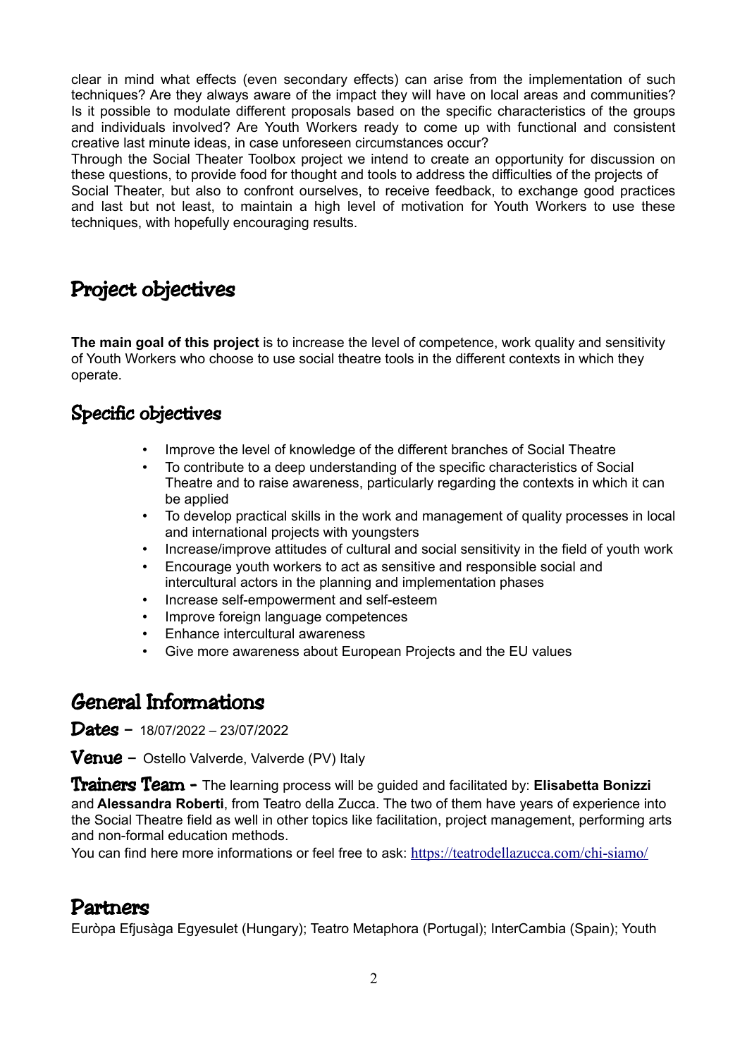clear in mind what effects (even secondary effects) can arise from the implementation of such techniques? Are they always aware of the impact they will have on local areas and communities? Is it possible to modulate different proposals based on the specific characteristics of the groups and individuals involved? Are Youth Workers ready to come up with functional and consistent creative last minute ideas, in case unforeseen circumstances occur?

Through the Social Theater Toolbox project we intend to create an opportunity for discussion on these questions, to provide food for thought and tools to address the difficulties of the projects of Social Theater, but also to confront ourselves, to receive feedback, to exchange good practices and last but not least, to maintain a high level of motivation for Youth Workers to use these techniques, with hopefully encouraging results.

# Project objectives

**The main goal of this project** is to increase the level of competence, work quality and sensitivity of Youth Workers who choose to use social theatre tools in the different contexts in which they operate.

## Specific objectives

- Improve the level of knowledge of the different branches of Social Theatre
- To contribute to a deep understanding of the specific characteristics of Social Theatre and to raise awareness, particularly regarding the contexts in which it can be applied
- To develop practical skills in the work and management of quality processes in local and international projects with youngsters
- Increase/improve attitudes of cultural and social sensitivity in the field of youth work
- Encourage youth workers to act as sensitive and responsible social and intercultural actors in the planning and implementation phases
- Increase self-empowerment and self-esteem
- Improve foreign language competences
- Enhance intercultural awareness
- Give more awareness about European Projects and the EU values

# General Informations

**Dates** – 18/07/2022 – 23/07/2022

**Venue** – Ostello Valverde, Valverde (PV) Italy

**Trainers Team** - The learning process will be guided and facilitated by: **Elisabetta Bonizzi** and **Alessandra Roberti**, from Teatro della Zucca. The two of them have years of experience into the Social Theatre field as well in other topics like facilitation, project management, performing arts and non-formal education methods.

You can find here more informations or feel free to ask: https://teatrodellazucca.com/chi-siamo/

# Partners

Euròpa Efjusàga Egyesulet (Hungary); Teatro Metaphora (Portugal); InterCambia (Spain); Youth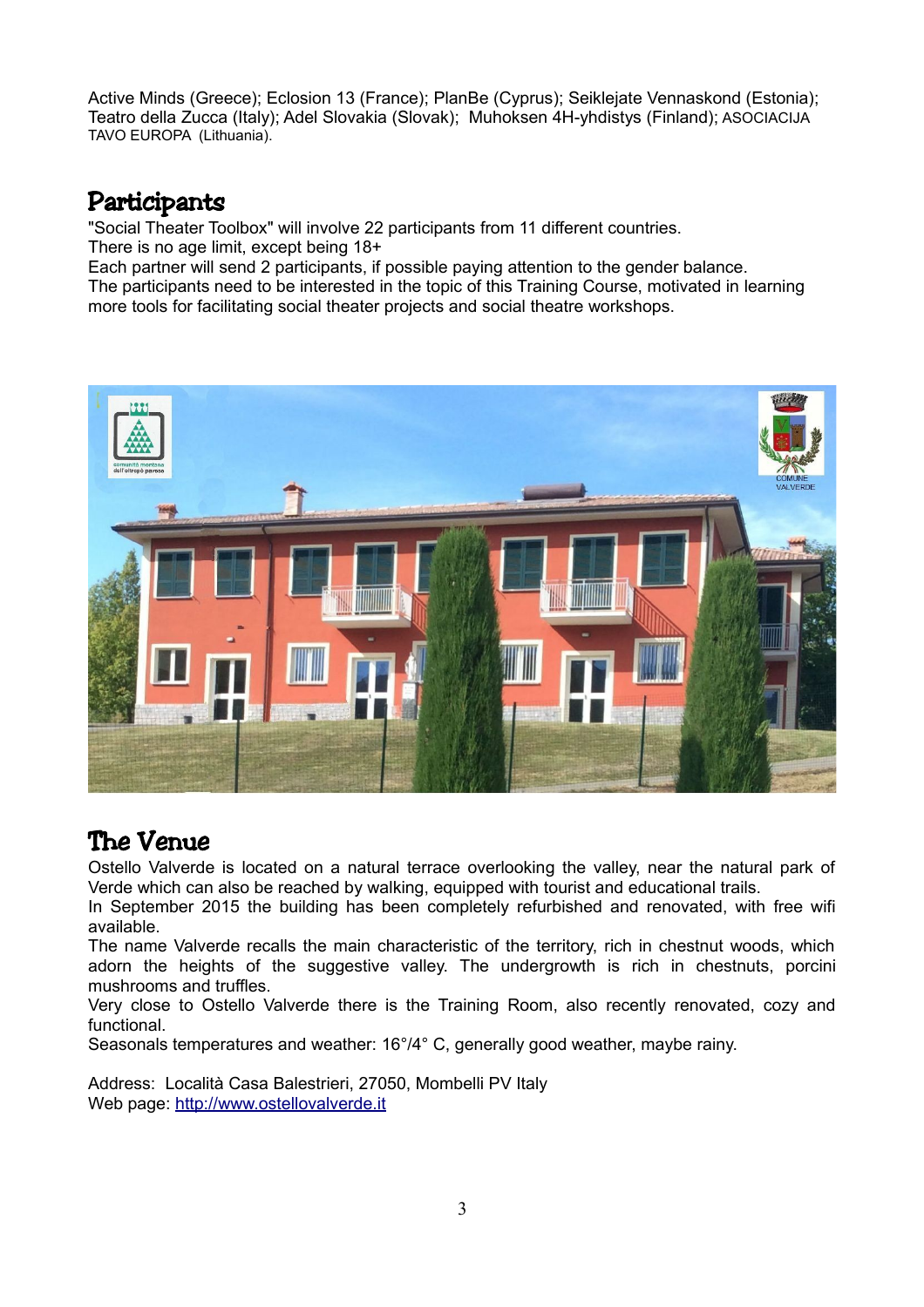Active Minds (Greece); Eclosion 13 (France); PlanBe (Cyprus); Seiklejate Vennaskond (Estonia); Teatro della Zucca (Italy); Adel Slovakia (Slovak); Muhoksen 4H-yhdistys (Finland); ASOCIACIJA TAVO EUROPA (Lithuania).

## Participants

"Social Theater Toolbox" will involve 22 participants from 11 different countries.
There is no age limit, except being 18+
Each partner will send 2 participants, if possible paying attention to the gender balance.
The participants need to be interested in the topic of this Training Course, motivated in learning more tools for facilitating social theater projects and social theatre workshops.

## The Venue

Ostello Valverde is located on a natural terrace overlooking the valley, near the natural park of Verde which can also be reached by walking, equipped with tourist and educational trails.
In September 2015 the building has been completely refurbished and renovated, with free wifi available.
The name Valverde recalls the main characteristic of the territory, rich in chestnut woods, which adorn the heights of the suggestive valley. The undergrowth is rich in chestnuts, porcini mushrooms and truffles.
Very close to Ostello Valverde there is the Training Room, also recently renovated, cozy and functional.
Seasonals temperatures and weather: 16°/4° C, generally good weather, maybe rainy.

Address: Località Casa Balestrieri, 27050, Mombelli PV Italy
Web page: http://www.ostellovalverde.it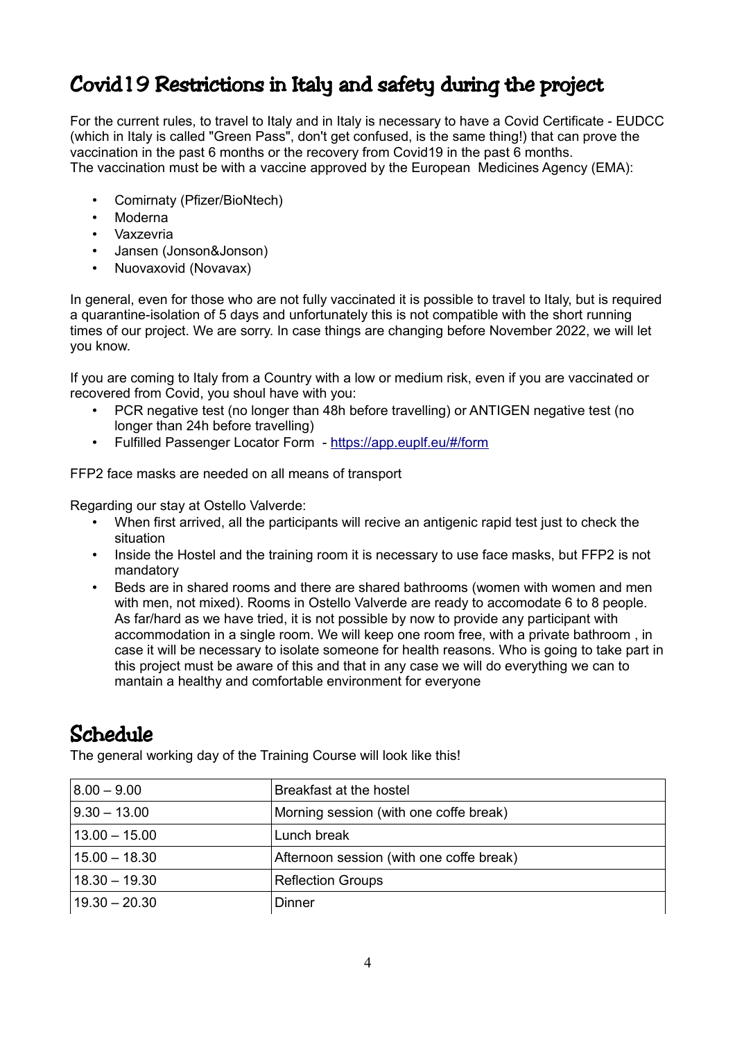## Covid19 Restrictions in Italy and safety during the project

For the current rules, to travel to Italy and in Italy is necessary to have a Covid Certificate - EUDCC (which in Italy is called "Green Pass", don't get confused, is the same thing!) that can prove the vaccination in the past 6 months or the recovery from Covid19 in the past 6 months.
The vaccination must be with a vaccine approved by the European Medicines Agency (EMA):

- Comirnaty (Pfizer/BioNtech)
- Moderna
- Vaxzevria
- Jansen (Jonson&Jonson)
- Nuovaxovid (Novavax)

In general, even for those who are not fully vaccinated it is possible to travel to Italy, but is required a quarantine-isolation of 5 days and unfortunately this is not compatible with the short running times of our project. We are sorry. In case things are changing before November 2022, we will let you know.

If you are coming to Italy from a Country with a low or medium risk, even if you are vaccinated or recovered from Covid, you shoul have with you:

- PCR negative test (no longer than 48h before travelling) or ANTIGEN negative test (no longer than 24h before travelling)
- Fulfilled Passenger Locator Form - https://app.euplf.eu/#/form

FFP2 face masks are needed on all means of transport

Regarding our stay at Ostello Valverde:

- When first arrived, all the participants will recive an antigenic rapid test just to check the situation
- Inside the Hostel and the training room it is necessary to use face masks, but FFP2 is not mandatory
- Beds are in shared rooms and there are shared bathrooms (women with women and men with men, not mixed). Rooms in Ostello Valverde are ready to accomodate 6 to 8 people. As far/hard as we have tried, it is not possible by now to provide any participant with accommodation in a single room. We will keep one room free, with a private bathroom , in case it will be necessary to isolate someone for health reasons. Who is going to take part in this project must be aware of this and that in any case we will do everything we can to mantain a healthy and comfortable environment for everyone

## Schedule

The general working day of the Training Course will look like this!

| 8.00 – 9.00 | Breakfast at the hostel |
|---|---|
| 9.30 – 13.00 | Morning session (with one coffe break) |
| 13.00 – 15.00 | Lunch break |
| 15.00 – 18.30 | Afternoon session (with one coffe break) |
| 18.30 – 19.30 | Reflection Groups |
| 19.30 – 20.30 | Dinner |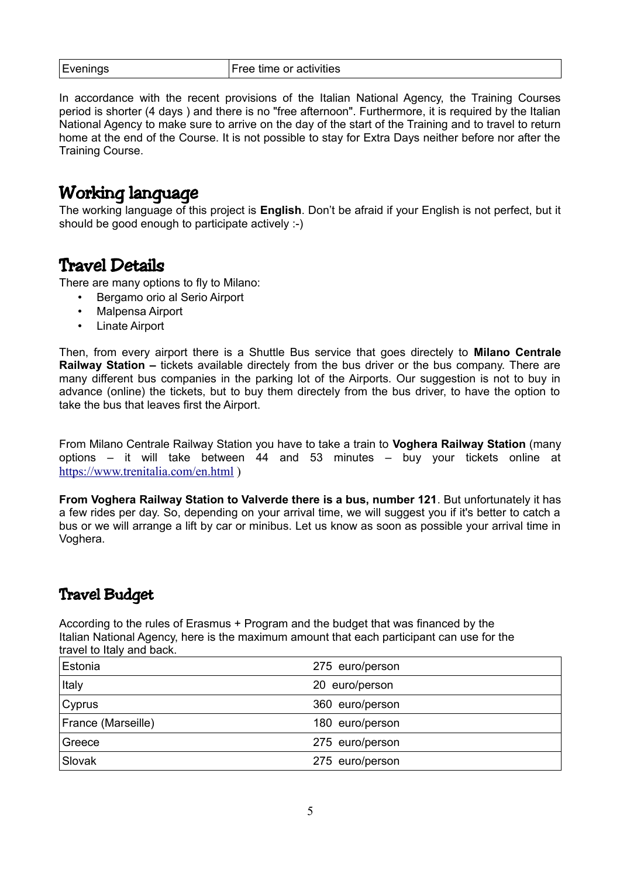| Evenings | Free time or activities |
|---|---|

In accordance with the recent provisions of the Italian National Agency, the Training Courses period is shorter (4 days ) and there is no "free afternoon". Furthermore, it is required by the Italian National Agency to make sure to arrive on the day of the start of the Training and to travel to return home at the end of the Course. It is not possible to stay for Extra Days neither before nor after the Training Course.

## Working language

The working language of this project is **English**. Don't be afraid if your English is not perfect, but it should be good enough to participate actively :-)

## Travel Details

There are many options to fly to Milano:

- Bergamo orio al Serio Airport
- Malpensa Airport
- Linate Airport

Then, from every airport there is a Shuttle Bus service that goes directely to **Milano Centrale Railway Station –** tickets available directly from the bus driver or the bus company. There are many different bus companies in the parking lot of the Airports. Our suggestion is not to buy in advance (online) the tickets, but to buy them directly from the bus driver, to have the option to take the bus that leaves first the Airport.

From Milano Centrale Railway Station you have to take a train to **Voghera Railway Station** (many options – it will take between 44 and 53 minutes – buy your tickets online at https://www.trenitalia.com/en.html )

**From Voghera Railway Station to Valverde there is a bus, number 121**. But unfortunately it has a few rides per day. So, depending on your arrival time, we will suggest you if it's better to catch a bus or we will arrange a lift by car or minibus. Let us know as soon as possible your arrival time in Voghera.

## Travel Budget

According to the rules of Erasmus + Program and the budget that was financed by the Italian National Agency, here is the maximum amount that each participant can use for the travel to Italy and back.

| | |
|---|---|
| Estonia | 275 euro/person |
| Italy | 20 euro/person |
| Cyprus | 360 euro/person |
| France (Marseille) | 180 euro/person |
| Greece | 275 euro/person |
| Slovak | 275 euro/person |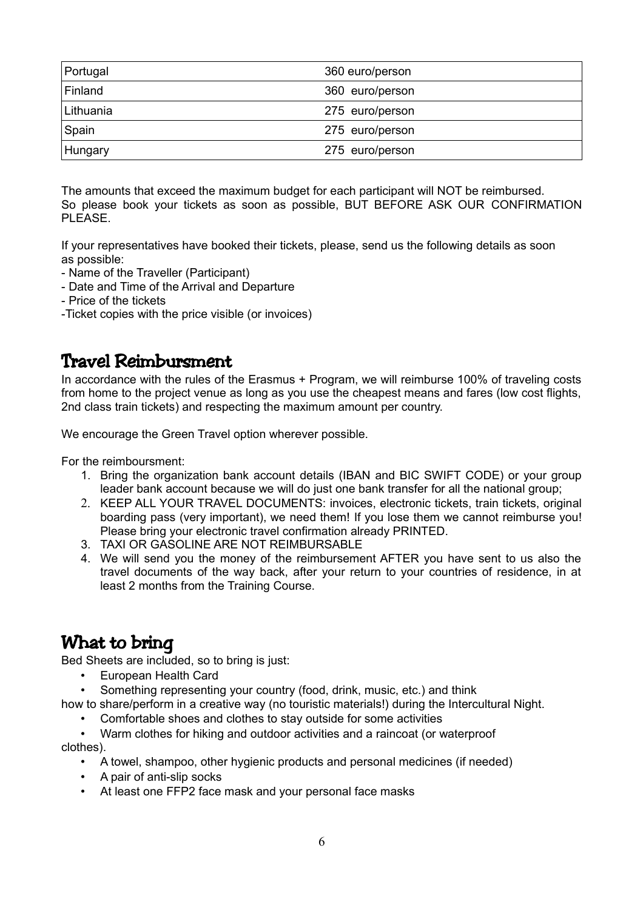| Portugal | 360 euro/person |
|---|---|
| Finland | 360 euro/person |
| Lithuania | 275 euro/person |
| Spain | 275 euro/person |
| Hungary | 275 euro/person |

The amounts that exceed the maximum budget for each participant will NOT be reimbursed.
So please book your tickets as soon as possible, BUT BEFORE ASK OUR CONFIRMATION PLEASE.

If your representatives have booked their tickets, please, send us the following details as soon as possible:
- Name of the Traveller (Participant)
- Date and Time of the Arrival and Departure
- Price of the tickets
-Ticket copies with the price visible (or invoices)

## Travel Reimbursment

In accordance with the rules of the Erasmus + Program, we will reimburse 100% of traveling costs from home to the project venue as long as you use the cheapest means and fares (low cost flights, 2nd class train tickets) and respecting the maximum amount per country.

We encourage the Green Travel option wherever possible.

For the reimboursment:

1. Bring the organization bank account details (IBAN and BIC SWIFT CODE) or your group leader bank account because we will do just one bank transfer for all the national group;
2. KEEP ALL YOUR TRAVEL DOCUMENTS: invoices, electronic tickets, train tickets, original boarding pass (very important), we need them! If you lose them we cannot reimburse you! Please bring your electronic travel confirmation already PRINTED.
3. TAXI OR GASOLINE ARE NOT REIMBURSABLE
4. We will send you the money of the reimbursement AFTER you have sent to us also the travel documents of the way back, after your return to your countries of residence, in at least 2 months from the Training Course.

## What to bring

Bed Sheets are included, so to bring is just:

- European Health Card
- Something representing your country (food, drink, music, etc.) and think how to share/perform in a creative way (no touristic materials!) during the Intercultural Night.
- Comfortable shoes and clothes to stay outside for some activities
- Warm clothes for hiking and outdoor activities and a raincoat (or waterproof clothes).
- A towel, shampoo, other hygienic products and personal medicines (if needed)
- A pair of anti-slip socks
- At least one FFP2 face mask and your personal face masks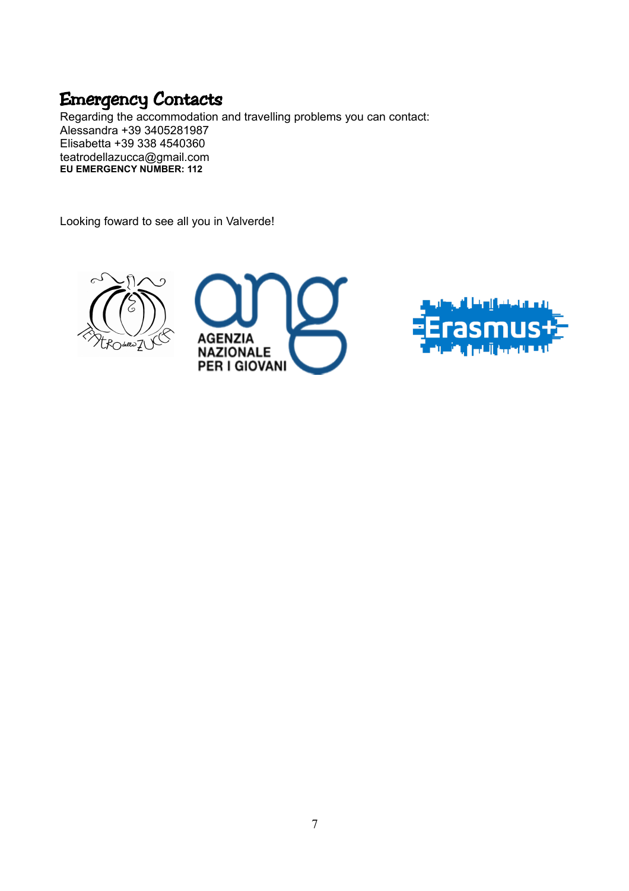## Emergency Contacts

Regarding the accommodation and travelling problems you can contact:
Alessandra +39 3405281987
Elisabetta +39 338 4540360
teatrodellazucca@gmail.com
**EU EMERGENCY NUMBER: 112**

Looking foward to see all you in Valverde!